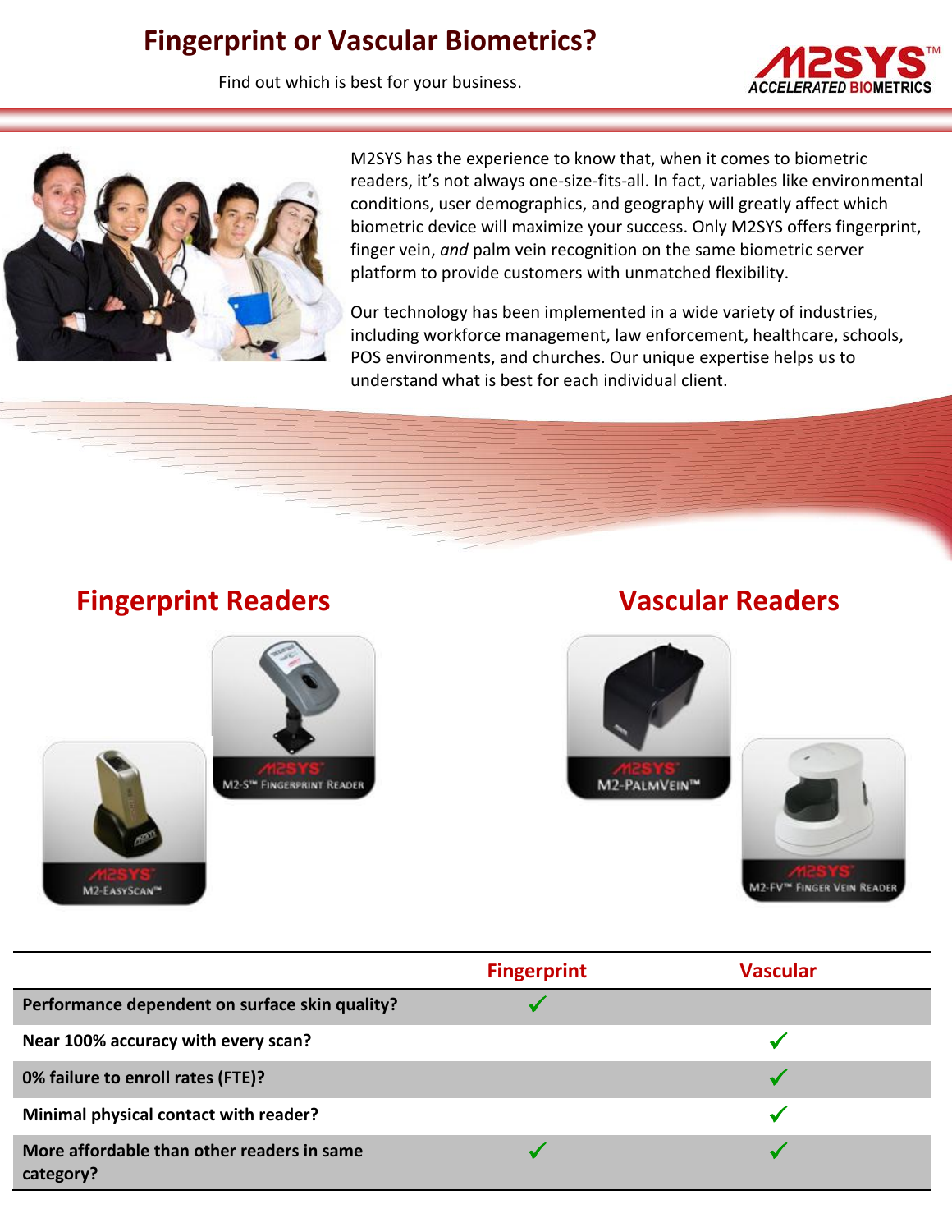# Fingerprint or Vascular Biometrics?

Find out which is best for your business.

M2SYS has the experience to know that, when it comes to biometric readers, it's not always one-size-fits-all. In fact, variables like environmental conditions, user demographics, and geography will greatly affect which biometric device will maximize your success. Only M2SYS offers fingerprint, finger vein, *and* palm vein recognition on the same biometric server platform to provide customers with unmatched flexibility.

Our technology has been implemented in a wide variety of industries, including workforce management, law enforcement, healthcare, schools, POS environments, and churches. Our unique expertise helps us to understand what is best for each individual client.

## Fingerprint Readers

M2-S™ Fingerprint Reader

M2-EasyScan™

## Vascular Readers

M2-PalmVein™

M2-FV™ Finger Vein Reader

| | Fingerprint | Vascular |
|---|---|---|
| **Performance dependent on surface skin quality?** | ✓ | |
| **Near 100% accuracy with every scan?** | | ✓ |
| **0% failure to enroll rates (FTE)?** | | ✓ |
| **Minimal physical contact with reader?** | | ✓ |
| **More affordable than other readers in same category?** | ✓ | ✓ |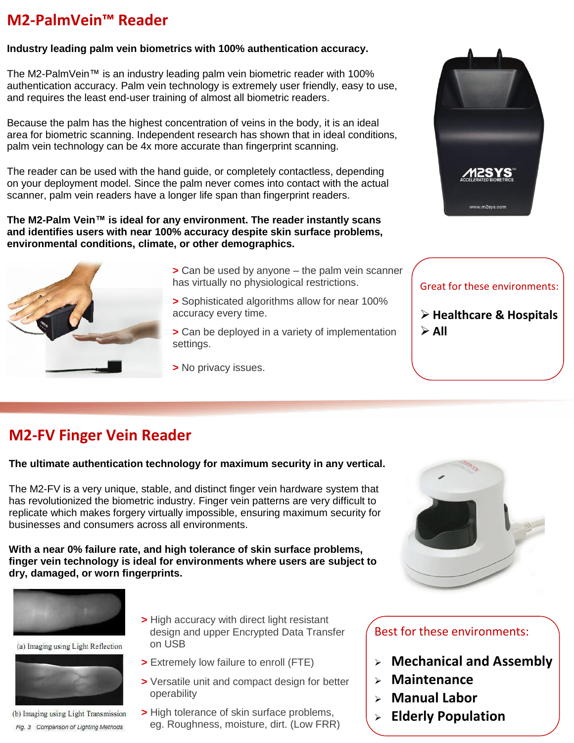# M2-PalmVein™ Reader

**Industry leading palm vein biometrics with 100% authentication accuracy.**

The M2-PalmVein™ is an industry leading palm vein biometric reader with 100% authentication accuracy. Palm vein technology is extremely user friendly, easy to use, and requires the least end-user training of almost all biometric readers.

Because the palm has the highest concentration of veins in the body, it is an ideal area for biometric scanning. Independent research has shown that in ideal conditions, palm vein technology can be 4x more accurate than fingerprint scanning.

The reader can be used with the hand guide, or completely contactless, depending on your deployment model. Since the palm never comes into contact with the actual scanner, palm vein readers have a longer life span than fingerprint readers.

**The M2-Palm Vein™ is ideal for any environment. The reader instantly scans and identifies users with near 100% accuracy despite skin surface problems, environmental conditions, climate, or other demographics.**

> Can be used by anyone – the palm vein scanner has virtually no physiological restrictions.

> Sophisticated algorithms allow for near 100% accuracy every time.

> Can be deployed in a variety of implementation settings.

> No privacy issues.

Great for these environments:

- **Healthcare & Hospitals**
- **All**

# M2-FV Finger Vein Reader

**The ultimate authentication technology for maximum security in any vertical.**

The M2-FV is a very unique, stable, and distinct finger vein hardware system that has revolutionized the biometric industry. Finger vein patterns are very difficult to replicate which makes forgery virtually impossible, ensuring maximum security for businesses and consumers across all environments.

**With a near 0% failure rate, and high tolerance of skin surface problems, finger vein technology is ideal for environments where users are subject to dry, damaged, or worn fingerprints.**

(a) Imaging using Light Reflection

(b) Imaging using Light Transmission

*Fig. 3 Comparison of Lighting Methods*

> High accuracy with direct light resistant design and upper Encrypted Data Transfer on USB

> Extremely low failure to enroll (FTE)

> Versatile unit and compact design for better operability

> High tolerance of skin surface problems, eg. Roughness, moisture, dirt. (Low FRR)

Best for these environments:

- **Mechanical and Assembly**
- **Maintenance**
- **Manual Labor**
- **Elderly Population**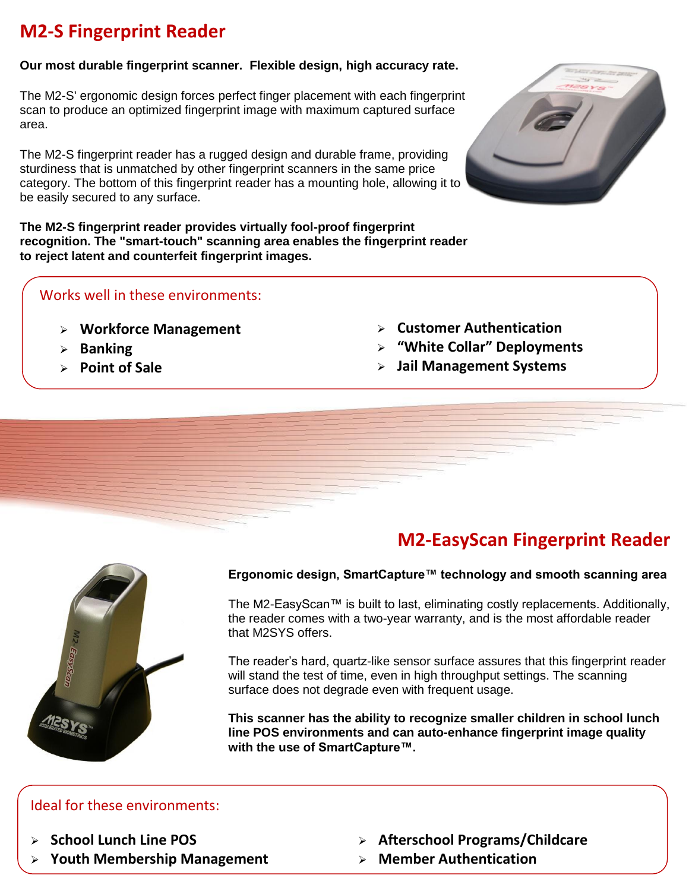# M2-S Fingerprint Reader

**Our most durable fingerprint scanner. Flexible design, high accuracy rate.**

The M2-S' ergonomic design forces perfect finger placement with each fingerprint scan to produce an optimized fingerprint image with maximum captured surface area.

The M2-S fingerprint reader has a rugged design and durable frame, providing sturdiness that is unmatched by other fingerprint scanners in the same price category. The bottom of this fingerprint reader has a mounting hole, allowing it to be easily secured to any surface.

**The M2-S fingerprint reader provides virtually fool-proof fingerprint recognition. The "smart-touch" scanning area enables the fingerprint reader to reject latent and counterfeit fingerprint images.**

Works well in these environments:

- **Workforce Management**
- **Banking**
- **Point of Sale**
- **Customer Authentication**
- **"White Collar" Deployments**
- **Jail Management Systems**

# M2-EasyScan Fingerprint Reader

**Ergonomic design, SmartCapture™ technology and smooth scanning area**

The M2-EasyScan™ is built to last, eliminating costly replacements. Additionally, the reader comes with a two-year warranty, and is the most affordable reader that M2SYS offers.

The reader's hard, quartz-like sensor surface assures that this fingerprint reader will stand the test of time, even in high throughput settings. The scanning surface does not degrade even with frequent usage.

**This scanner has the ability to recognize smaller children in school lunch line POS environments and can auto-enhance fingerprint image quality with the use of SmartCapture™.**

Ideal for these environments:

- **School Lunch Line POS**
- **Youth Membership Management**
- **Afterschool Programs/Childcare**
- **Member Authentication**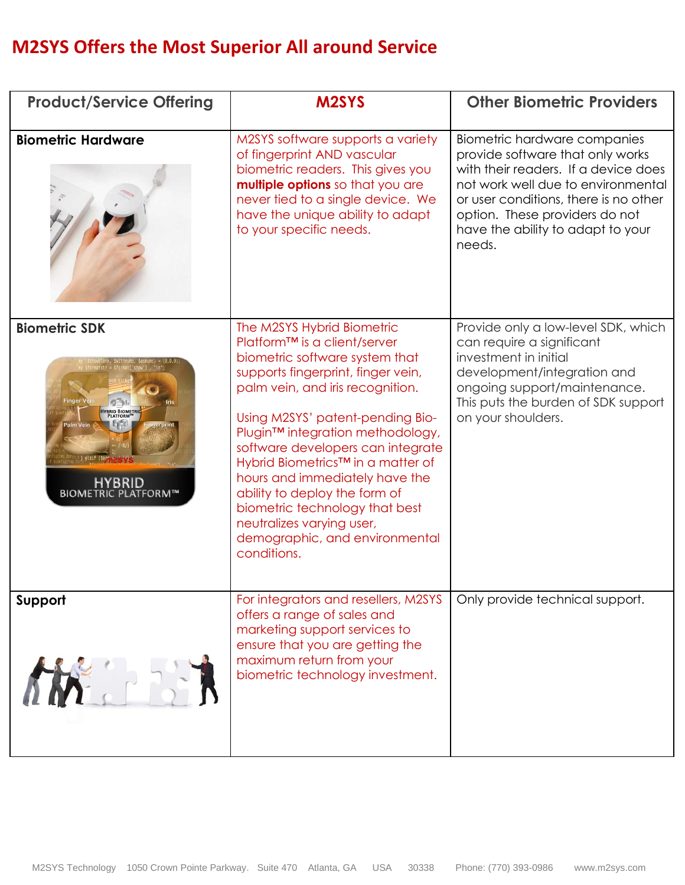# M2SYS Offers the Most Superior All around Service

| Product/Service Offering | M2SYS | Other Biometric Providers |
| --- | --- | --- |
| **Biometric Hardware** | M2SYS software supports a variety of fingerprint AND vascular biometric readers. This gives you **multiple options** so that you are never tied to a single device. We have the unique ability to adapt to your specific needs. | Biometric hardware companies provide software that only works with their readers. If a device does not work well due to environmental or user conditions, there is no other option. These providers do not have the ability to adapt to your needs. |
| **Biometric SDK** | The M2SYS Hybrid Biometric Platform™ is a client/server biometric software system that supports fingerprint, finger vein, palm vein, and iris recognition.<br><br>Using M2SYS' patent-pending Bio-Plugin™ integration methodology, software developers can integrate Hybrid Biometrics™ in a matter of hours and immediately have the ability to deploy the form of biometric technology that best neutralizes varying user, demographic, and environmental conditions. | Provide only a low-level SDK, which can require a significant investment in initial development/integration and ongoing support/maintenance. This puts the burden of SDK support on your shoulders. |
| **Support** | For integrators and resellers, M2SYS offers a range of sales and marketing support services to ensure that you are getting the maximum return from your biometric technology investment. | Only provide technical support. |

M2SYS Technology 1050 Crown Pointe Parkway. Suite 470 Atlanta, GA USA 30338 Phone: (770) 393-0986 www.m2sys.com